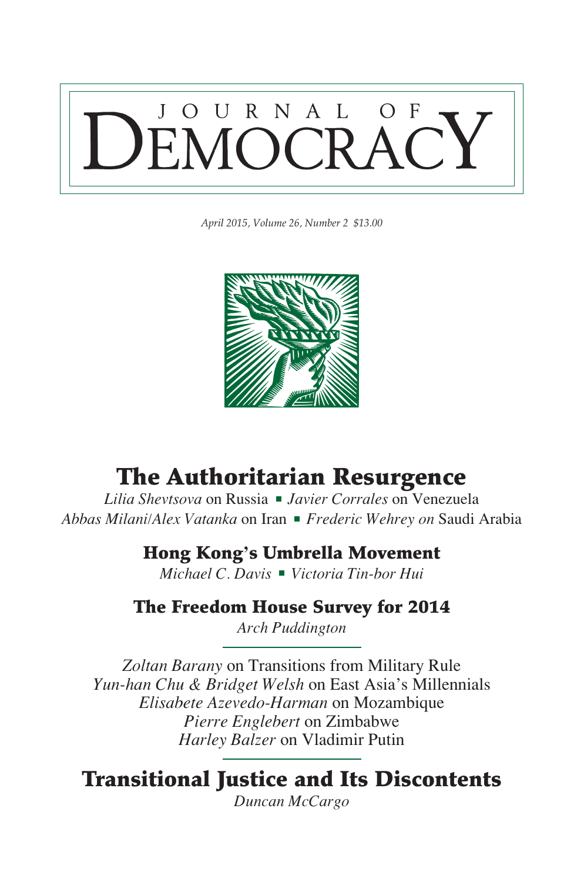# JOURNAL OF DEMOCRACY

*April 2015, Volume 26, Number 2 $13.00*

## The Authoritarian Resurgence

*Lilia Shevtsova* on Russia ▪ *Javier Corrales* on Venezuela
*Abbas Milani/Alex Vatanka* on Iran ▪ *Frederic Wehrey on* Saudi Arabia

### Hong Kong's Umbrella Movement

*Michael C. Davis* ▪ *Victoria Tin-bor Hui*

### The Freedom House Survey for 2014

*Arch Puddington*

---

*Zoltan Barany* on Transitions from Military Rule
*Yun-han Chu & Bridget Welsh* on East Asia's Millennials
*Elisabete Azevedo-Harman* on Mozambique
*Pierre Englebert* on Zimbabwe
*Harley Balzer* on Vladimir Putin

---

## Transitional Justice and Its Discontents

*Duncan McCargo*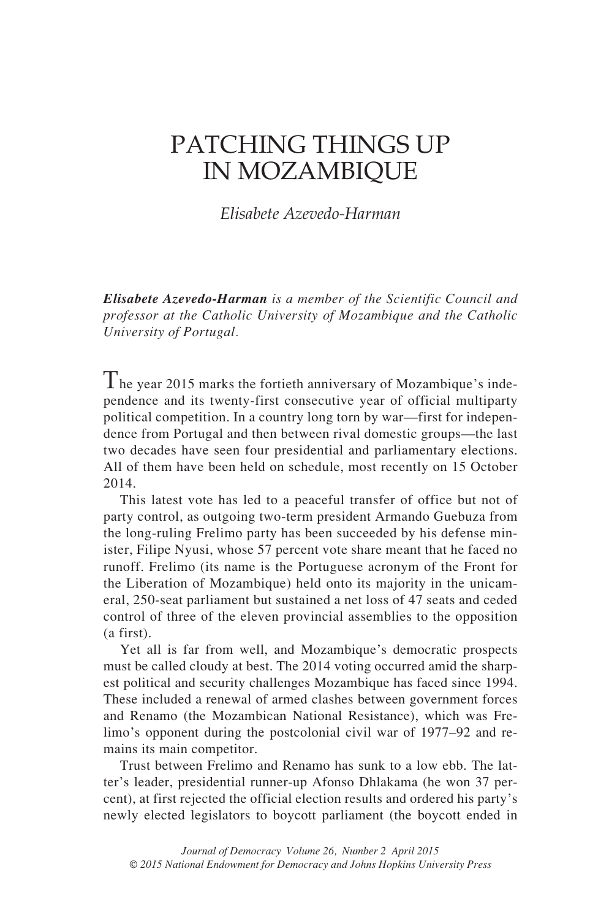# PATCHING THINGS UP IN MOZAMBIQUE

*Elisabete Azevedo-Harman*

***Elisabete Azevedo-Harman** is a member of the Scientific Council and professor at the Catholic University of Mozambique and the Catholic University of Portugal.*

The year 2015 marks the fortieth anniversary of Mozambique's independence and its twenty-first consecutive year of official multiparty political competition. In a country long torn by war—first for independence from Portugal and then between rival domestic groups—the last two decades have seen four presidential and parliamentary elections. All of them have been held on schedule, most recently on 15 October 2014.

This latest vote has led to a peaceful transfer of office but not of party control, as outgoing two-term president Armando Guebuza from the long-ruling Frelimo party has been succeeded by his defense minister, Filipe Nyusi, whose 57 percent vote share meant that he faced no runoff. Frelimo (its name is the Portuguese acronym of the Front for the Liberation of Mozambique) held onto its majority in the unicameral, 250-seat parliament but sustained a net loss of 47 seats and ceded control of three of the eleven provincial assemblies to the opposition (a first).

Yet all is far from well, and Mozambique's democratic prospects must be called cloudy at best. The 2014 voting occurred amid the sharpest political and security challenges Mozambique has faced since 1994. These included a renewal of armed clashes between government forces and Renamo (the Mozambican National Resistance), which was Frelimo's opponent during the postcolonial civil war of 1977–92 and remains its main competitor.

Trust between Frelimo and Renamo has sunk to a low ebb. The latter's leader, presidential runner-up Afonso Dhlakama (he won 37 percent), at first rejected the official election results and ordered his party's newly elected legislators to boycott parliament (the boycott ended in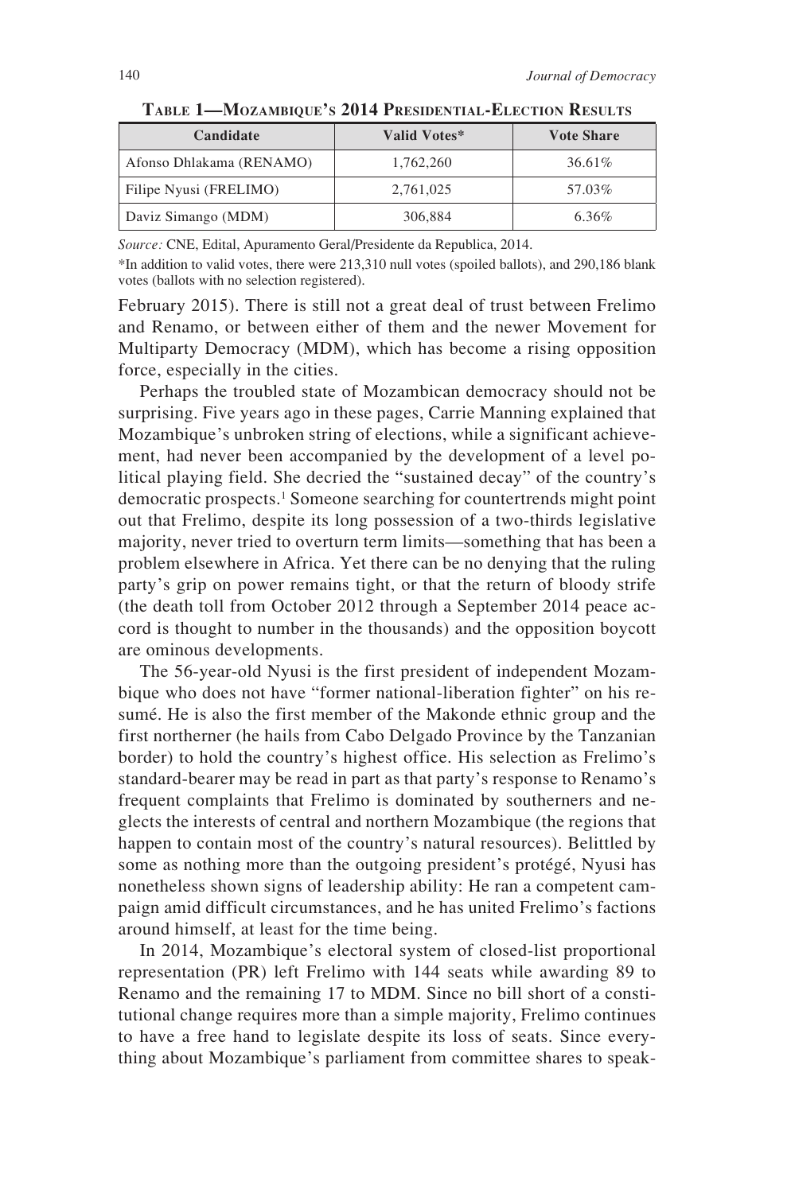**Table 1—Mozambique's 2014 Presidential-Election Results**

| Candidate | Valid Votes* | Vote Share |
|---|---|---|
| Afonso Dhlakama (RENAMO) | 1,762,260 | 36.61% |
| Filipe Nyusi (FRELIMO) | 2,761,025 | 57.03% |
| Daviz Simango (MDM) | 306,884 | 6.36% |

*Source:* CNE, Edital, Apuramento Geral/Presidente da Republica, 2014.

*In addition to valid votes, there were 213,310 null votes (spoiled ballots), and 290,186 blank votes (ballots with no selection registered).

February 2015). There is still not a great deal of trust between Frelimo and Renamo, or between either of them and the newer Movement for Multiparty Democracy (MDM), which has become a rising opposition force, especially in the cities.

Perhaps the troubled state of Mozambican democracy should not be surprising. Five years ago in these pages, Carrie Manning explained that Mozambique's unbroken string of elections, while a significant achievement, had never been accompanied by the development of a level political playing field. She decried the "sustained decay" of the country's democratic prospects.[1] Someone searching for countertrends might point out that Frelimo, despite its long possession of a two-thirds legislative majority, never tried to overturn term limits—something that has been a problem elsewhere in Africa. Yet there can be no denying that the ruling party's grip on power remains tight, or that the return of bloody strife (the death toll from October 2012 through a September 2014 peace accord is thought to number in the thousands) and the opposition boycott are ominous developments.

The 56-year-old Nyusi is the first president of independent Mozambique who does not have "former national-liberation fighter" on his resumé. He is also the first member of the Makonde ethnic group and the first northerner (he hails from Cabo Delgado Province by the Tanzanian border) to hold the country's highest office. His selection as Frelimo's standard-bearer may be read in part as that party's response to Renamo's frequent complaints that Frelimo is dominated by southerners and neglects the interests of central and northern Mozambique (the regions that happen to contain most of the country's natural resources). Belittled by some as nothing more than the outgoing president's protégé, Nyusi has nonetheless shown signs of leadership ability: He ran a competent campaign amid difficult circumstances, and he has united Frelimo's factions around himself, at least for the time being.

In 2014, Mozambique's electoral system of closed-list proportional representation (PR) left Frelimo with 144 seats while awarding 89 to Renamo and the remaining 17 to MDM. Since no bill short of a constitutional change requires more than a simple majority, Frelimo continues to have a free hand to legislate despite its loss of seats. Since everything about Mozambique's parliament from committee shares to speak-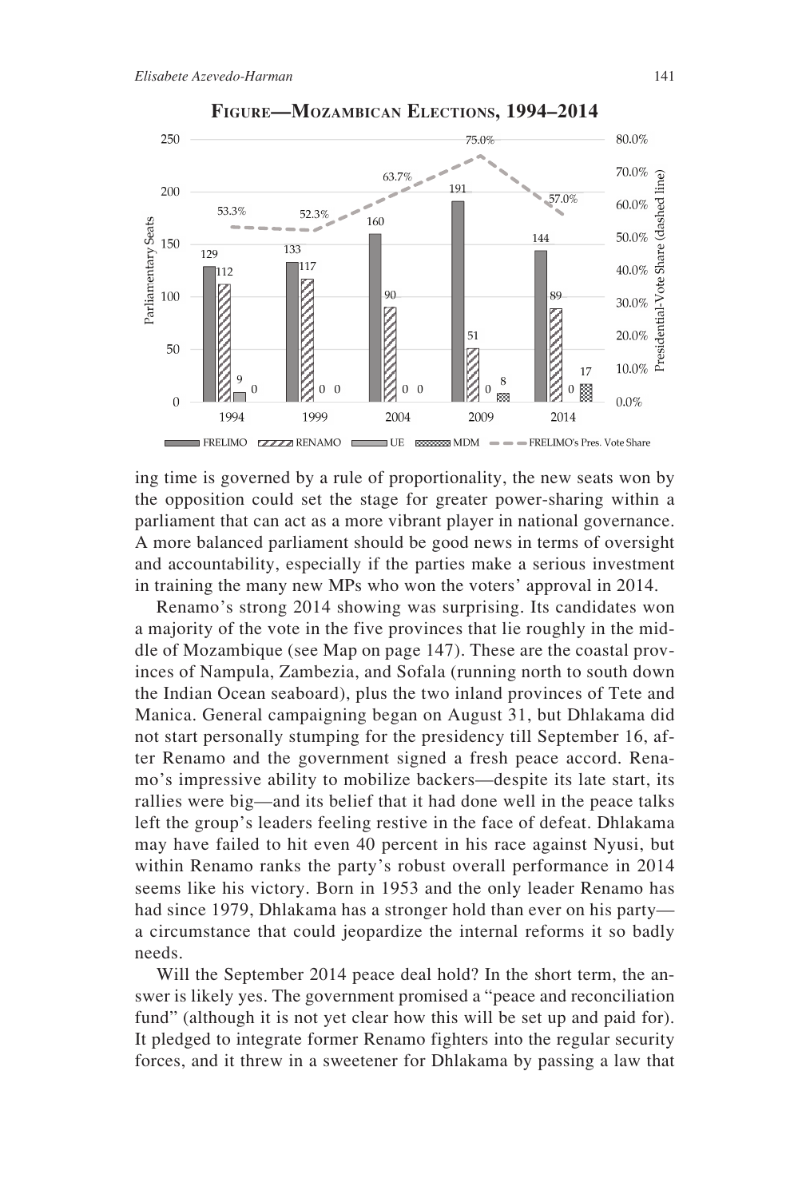**Figure—Mozambican Elections, 1994–2014**

| Year | FRELIMO (seats) | RENAMO (seats) | UE (seats) | MDM (seats) | FRELIMO's Pres. Vote Share |
|---|---|---|---|---|---|
| 1994 | 129 | 112 | 9 | 0 | 53.3% |
| 1999 | 133 | 117 | 0 | 0 | 52.3% |
| 2004 | 160 | 90 | 0 | 0 | 63.7% |
| 2009 | 191 | 51 | 0 | 8 | 75.0% |
| 2014 | 144 | 89 | 0 | 17 | 57.0% |

ing time is governed by a rule of proportionality, the new seats won by the opposition could set the stage for greater power-sharing within a parliament that can act as a more vibrant player in national governance. A more balanced parliament should be good news in terms of oversight and accountability, especially if the parties make a serious investment in training the many new MPs who won the voters' approval in 2014.

Renamo's strong 2014 showing was surprising. Its candidates won a majority of the vote in the five provinces that lie roughly in the middle of Mozambique (see Map on page 147). These are the coastal provinces of Nampula, Zambezia, and Sofala (running north to south down the Indian Ocean seaboard), plus the two inland provinces of Tete and Manica. General campaigning began on August 31, but Dhlakama did not start personally stumping for the presidency till September 16, after Renamo and the government signed a fresh peace accord. Renamo's impressive ability to mobilize backers—despite its late start, its rallies were big—and its belief that it had done well in the peace talks left the group's leaders feeling restive in the face of defeat. Dhlakama may have failed to hit even 40 percent in his race against Nyusi, but within Renamo ranks the party's robust overall performance in 2014 seems like his victory. Born in 1953 and the only leader Renamo has had since 1979, Dhlakama has a stronger hold than ever on his party—a circumstance that could jeopardize the internal reforms it so badly needs.

Will the September 2014 peace deal hold? In the short term, the answer is likely yes. The government promised a "peace and reconciliation fund" (although it is not yet clear how this will be set up and paid for). It pledged to integrate former Renamo fighters into the regular security forces, and it threw in a sweetener for Dhlakama by passing a law that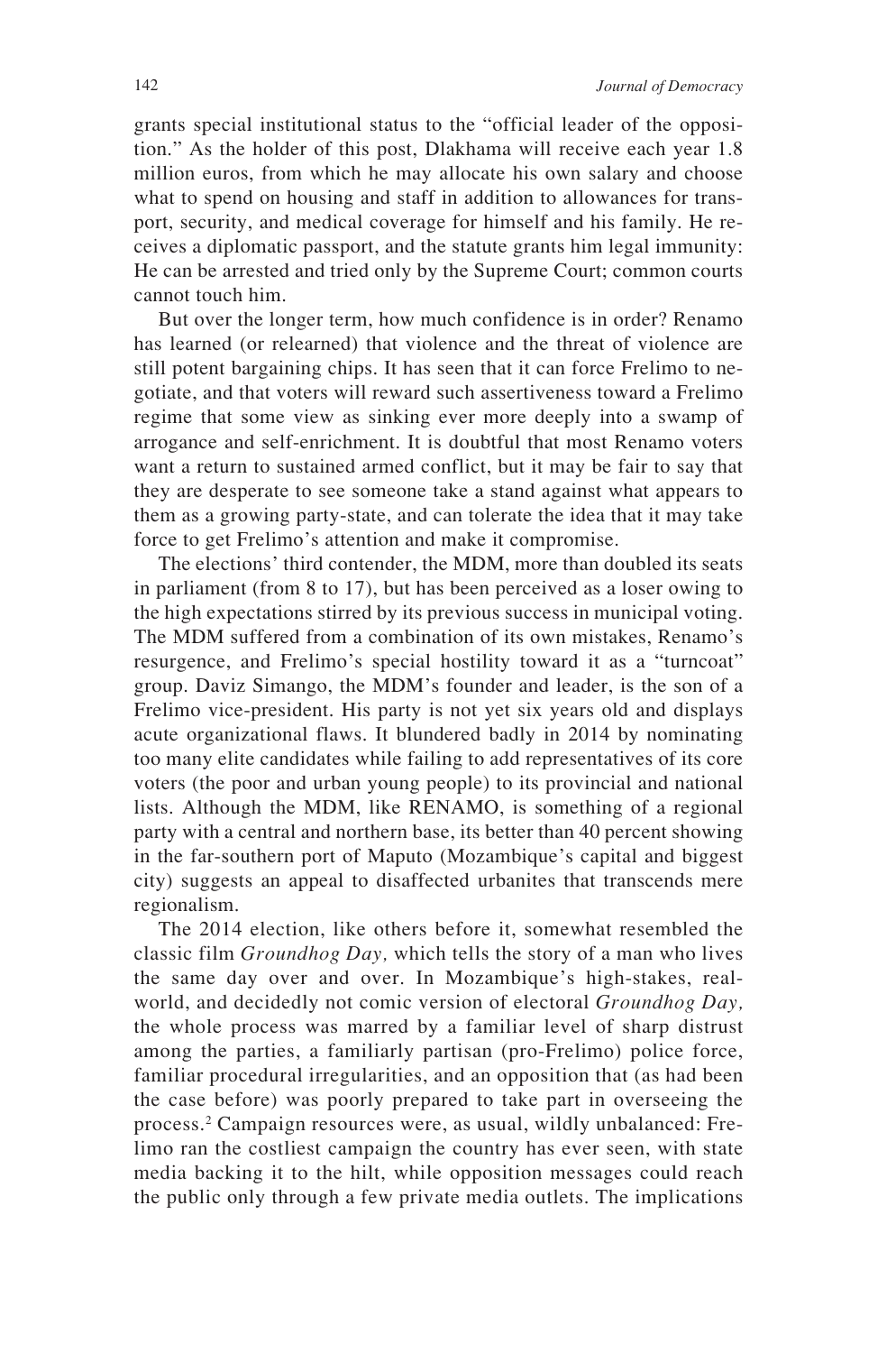grants special institutional status to the "official leader of the opposition." As the holder of this post, Dlakhama will receive each year 1.8 million euros, from which he may allocate his own salary and choose what to spend on housing and staff in addition to allowances for transport, security, and medical coverage for himself and his family. He receives a diplomatic passport, and the statute grants him legal immunity: He can be arrested and tried only by the Supreme Court; common courts cannot touch him.

But over the longer term, how much confidence is in order? Renamo has learned (or relearned) that violence and the threat of violence are still potent bargaining chips. It has seen that it can force Frelimo to negotiate, and that voters will reward such assertiveness toward a Frelimo regime that some view as sinking ever more deeply into a swamp of arrogance and self-enrichment. It is doubtful that most Renamo voters want a return to sustained armed conflict, but it may be fair to say that they are desperate to see someone take a stand against what appears to them as a growing party-state, and can tolerate the idea that it may take force to get Frelimo's attention and make it compromise.

The elections' third contender, the MDM, more than doubled its seats in parliament (from 8 to 17), but has been perceived as a loser owing to the high expectations stirred by its previous success in municipal voting. The MDM suffered from a combination of its own mistakes, Renamo's resurgence, and Frelimo's special hostility toward it as a "turncoat" group. Daviz Simango, the MDM's founder and leader, is the son of a Frelimo vice-president. His party is not yet six years old and displays acute organizational flaws. It blundered badly in 2014 by nominating too many elite candidates while failing to add representatives of its core voters (the poor and urban young people) to its provincial and national lists. Although the MDM, like RENAMO, is something of a regional party with a central and northern base, its better than 40 percent showing in the far-southern port of Maputo (Mozambique's capital and biggest city) suggests an appeal to disaffected urbanites that transcends mere regionalism.

The 2014 election, like others before it, somewhat resembled the classic film *Groundhog Day,* which tells the story of a man who lives the same day over and over. In Mozambique's high-stakes, real-world, and decidedly not comic version of electoral *Groundhog Day,* the whole process was marred by a familiar level of sharp distrust among the parties, a familiarly partisan (pro-Frelimo) police force, familiar procedural irregularities, and an opposition that (as had been the case before) was poorly prepared to take part in overseeing the process.[2] Campaign resources were, as usual, wildly unbalanced: Frelimo ran the costliest campaign the country has ever seen, with state media backing it to the hilt, while opposition messages could reach the public only through a few private media outlets. The implications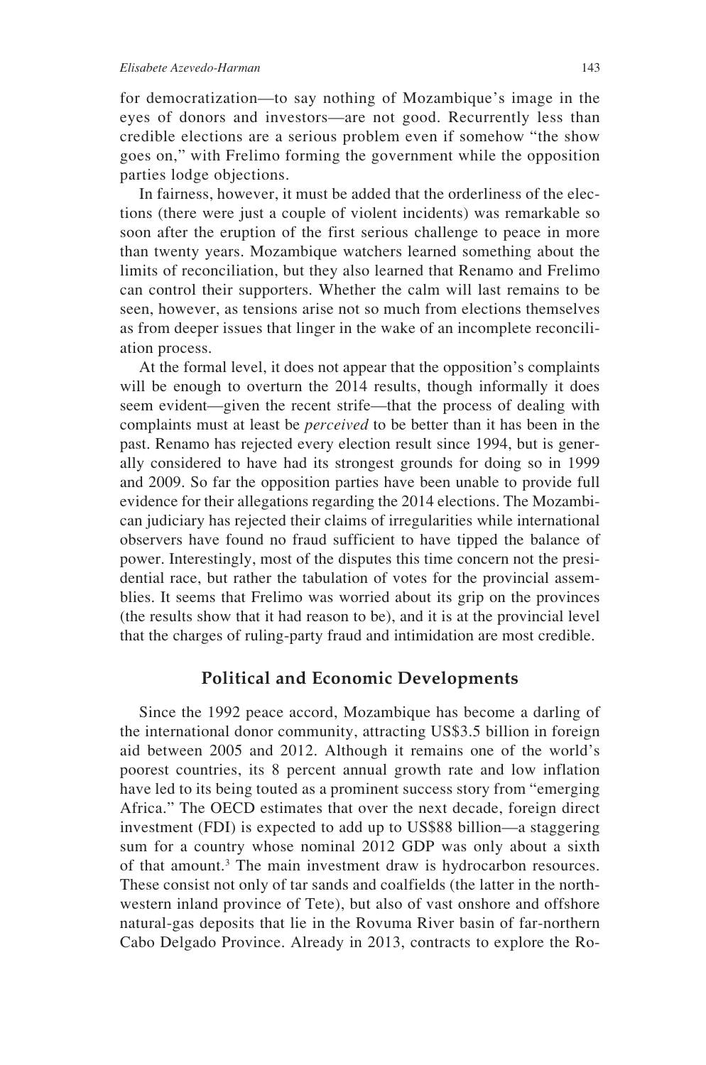for democratization—to say nothing of Mozambique's image in the eyes of donors and investors—are not good. Recurrently less than credible elections are a serious problem even if somehow "the show goes on," with Frelimo forming the government while the opposition parties lodge objections.

In fairness, however, it must be added that the orderliness of the elections (there were just a couple of violent incidents) was remarkable so soon after the eruption of the first serious challenge to peace in more than twenty years. Mozambique watchers learned something about the limits of reconciliation, but they also learned that Renamo and Frelimo can control their supporters. Whether the calm will last remains to be seen, however, as tensions arise not so much from elections themselves as from deeper issues that linger in the wake of an incomplete reconciliation process.

At the formal level, it does not appear that the opposition's complaints will be enough to overturn the 2014 results, though informally it does seem evident—given the recent strife—that the process of dealing with complaints must at least be *perceived* to be better than it has been in the past. Renamo has rejected every election result since 1994, but is generally considered to have had its strongest grounds for doing so in 1999 and 2009. So far the opposition parties have been unable to provide full evidence for their allegations regarding the 2014 elections. The Mozambican judiciary has rejected their claims of irregularities while international observers have found no fraud sufficient to have tipped the balance of power. Interestingly, most of the disputes this time concern not the presidential race, but rather the tabulation of votes for the provincial assemblies. It seems that Frelimo was worried about its grip on the provinces (the results show that it had reason to be), and it is at the provincial level that the charges of ruling-party fraud and intimidation are most credible.

## Political and Economic Developments

Since the 1992 peace accord, Mozambique has become a darling of the international donor community, attracting US$3.5 billion in foreign aid between 2005 and 2012. Although it remains one of the world's poorest countries, its 8 percent annual growth rate and low inflation have led to its being touted as a prominent success story from "emerging Africa." The OECD estimates that over the next decade, foreign direct investment (FDI) is expected to add up to US$88 billion—a staggering sum for a country whose nominal 2012 GDP was only about a sixth of that amount.[3] The main investment draw is hydrocarbon resources. These consist not only of tar sands and coalfields (the latter in the northwestern inland province of Tete), but also of vast onshore and offshore natural-gas deposits that lie in the Rovuma River basin of far-northern Cabo Delgado Province. Already in 2013, contracts to explore the Ro-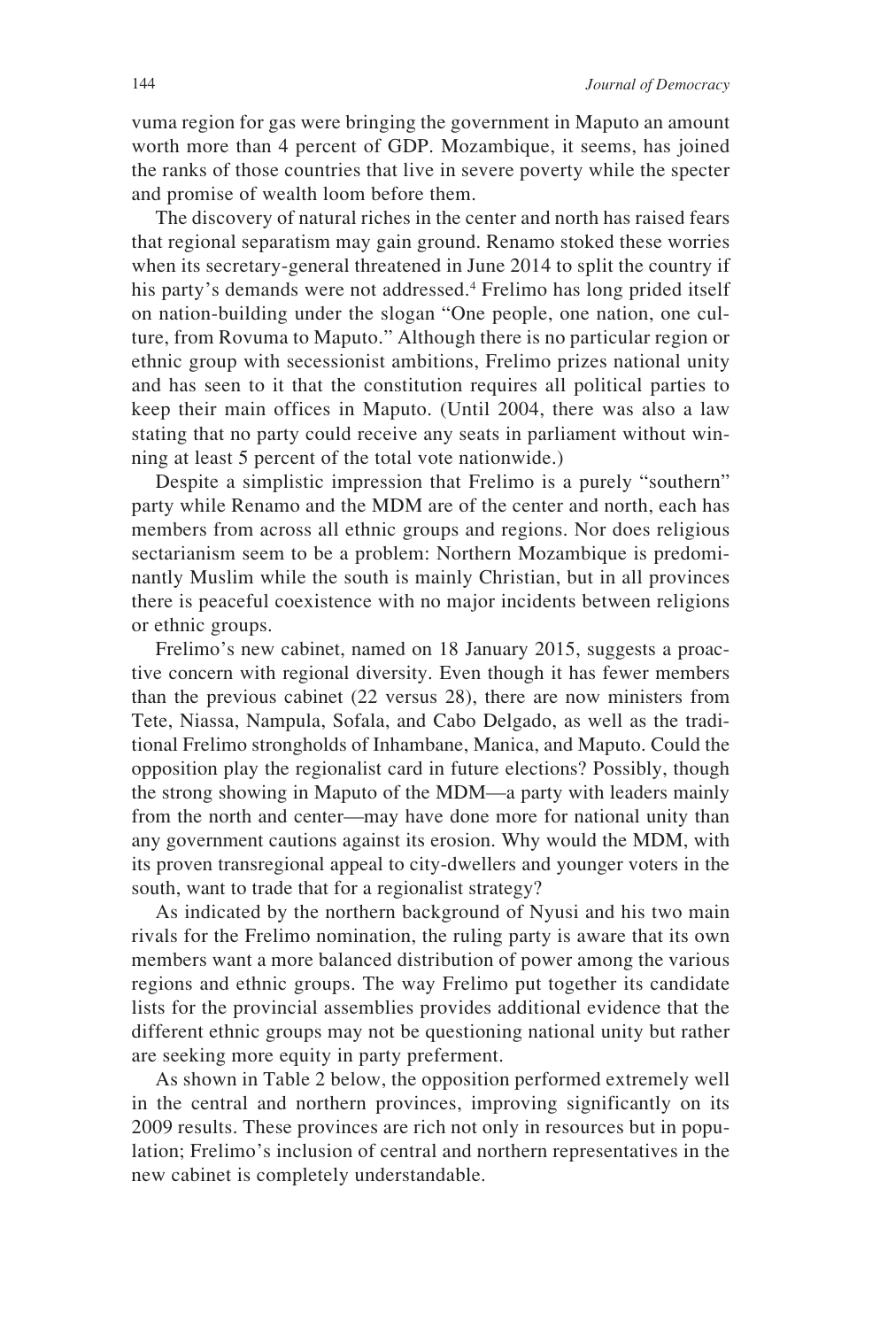vuma region for gas were bringing the government in Maputo an amount worth more than 4 percent of GDP. Mozambique, it seems, has joined the ranks of those countries that live in severe poverty while the specter and promise of wealth loom before them.

The discovery of natural riches in the center and north has raised fears that regional separatism may gain ground. Renamo stoked these worries when its secretary-general threatened in June 2014 to split the country if his party's demands were not addressed.[4] Frelimo has long prided itself on nation-building under the slogan "One people, one nation, one culture, from Rovuma to Maputo." Although there is no particular region or ethnic group with secessionist ambitions, Frelimo prizes national unity and has seen to it that the constitution requires all political parties to keep their main offices in Maputo. (Until 2004, there was also a law stating that no party could receive any seats in parliament without winning at least 5 percent of the total vote nationwide.)

Despite a simplistic impression that Frelimo is a purely "southern" party while Renamo and the MDM are of the center and north, each has members from across all ethnic groups and regions. Nor does religious sectarianism seem to be a problem: Northern Mozambique is predominantly Muslim while the south is mainly Christian, but in all provinces there is peaceful coexistence with no major incidents between religions or ethnic groups.

Frelimo's new cabinet, named on 18 January 2015, suggests a proactive concern with regional diversity. Even though it has fewer members than the previous cabinet (22 versus 28), there are now ministers from Tete, Niassa, Nampula, Sofala, and Cabo Delgado, as well as the traditional Frelimo strongholds of Inhambane, Manica, and Maputo. Could the opposition play the regionalist card in future elections? Possibly, though the strong showing in Maputo of the MDM—a party with leaders mainly from the north and center—may have done more for national unity than any government cautions against its erosion. Why would the MDM, with its proven transregional appeal to city-dwellers and younger voters in the south, want to trade that for a regionalist strategy?

As indicated by the northern background of Nyusi and his two main rivals for the Frelimo nomination, the ruling party is aware that its own members want a more balanced distribution of power among the various regions and ethnic groups. The way Frelimo put together its candidate lists for the provincial assemblies provides additional evidence that the different ethnic groups may not be questioning national unity but rather are seeking more equity in party preferment.

As shown in Table 2 below, the opposition performed extremely well in the central and northern provinces, improving significantly on its 2009 results. These provinces are rich not only in resources but in population; Frelimo's inclusion of central and northern representatives in the new cabinet is completely understandable.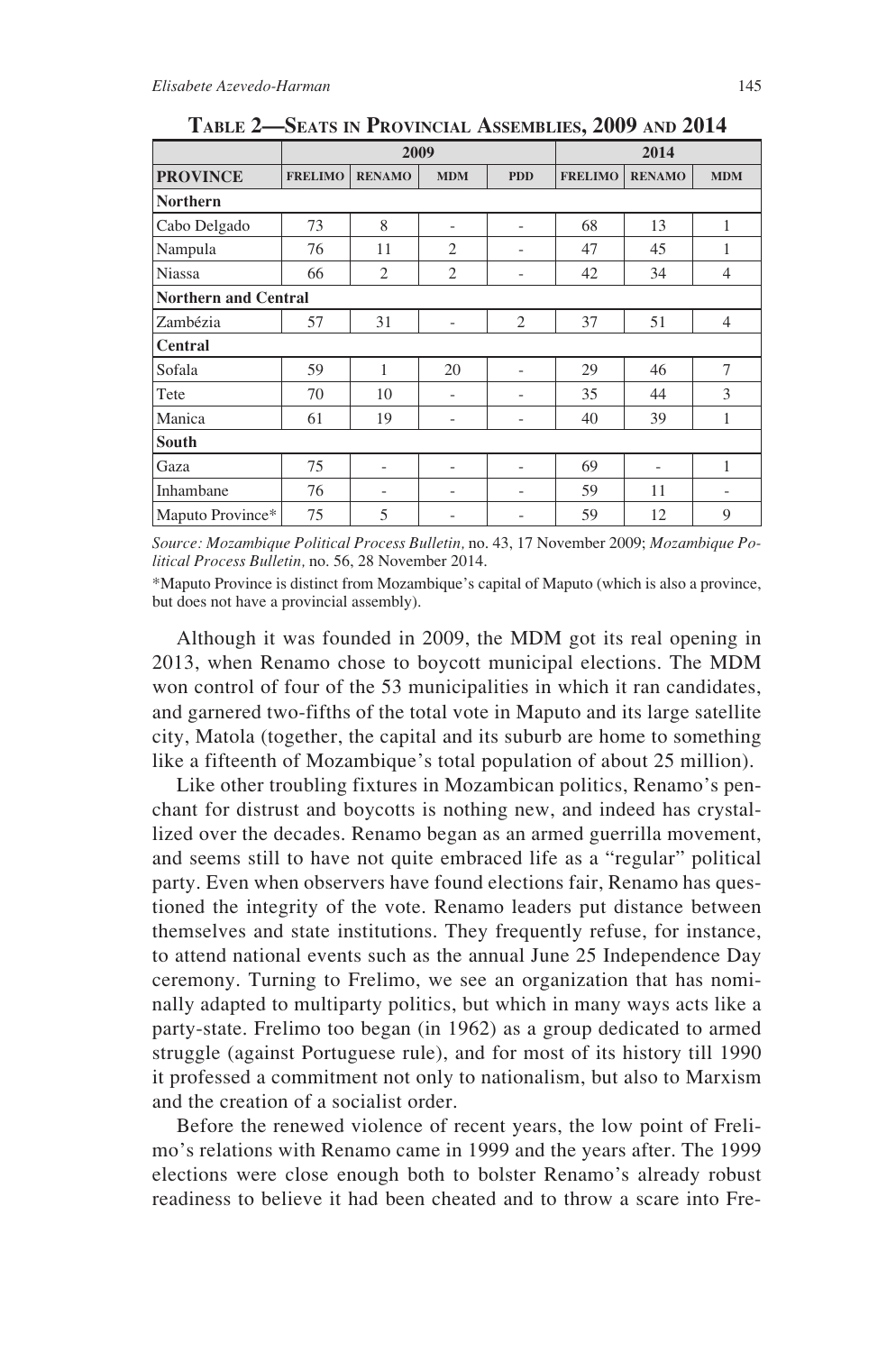**Table 2—Seats in Provincial Assemblies, 2009 and 2014**

| | 2009 | | | | 2014 | | |
|---|---|---|---|---|---|---|---|
| **PROVINCE** | FRELIMO | RENAMO | MDM | PDD | FRELIMO | RENAMO | MDM |
| **Northern** | | | | | | | |
| Cabo Delgado | 73 | 8 | - | - | 68 | 13 | 1 |
| Nampula | 76 | 11 | 2 | - | 47 | 45 | 1 |
| Niassa | 66 | 2 | 2 | - | 42 | 34 | 4 |
| **Northern and Central** | | | | | | | |
| Zambézia | 57 | 31 | - | 2 | 37 | 51 | 4 |
| **Central** | | | | | | | |
| Sofala | 59 | 1 | 20 | - | 29 | 46 | 7 |
| Tete | 70 | 10 | - | - | 35 | 44 | 3 |
| Manica | 61 | 19 | - | - | 40 | 39 | 1 |
| **South** | | | | | | | |
| Gaza | 75 | - | - | - | 69 | - | 1 |
| Inhambane | 76 | - | - | - | 59 | 11 | - |
| Maputo Province* | 75 | 5 | - | - | 59 | 12 | 9 |

*Source: Mozambique Political Process Bulletin,* no. 43, 17 November 2009; *Mozambique Political Process Bulletin,* no. 56, 28 November 2014.

*Maputo Province is distinct from Mozambique's capital of Maputo (which is also a province, but does not have a provincial assembly).

Although it was founded in 2009, the MDM got its real opening in 2013, when Renamo chose to boycott municipal elections. The MDM won control of four of the 53 municipalities in which it ran candidates, and garnered two-fifths of the total vote in Maputo and its large satellite city, Matola (together, the capital and its suburb are home to something like a fifteenth of Mozambique's total population of about 25 million).

Like other troubling fixtures in Mozambican politics, Renamo's penchant for distrust and boycotts is nothing new, and indeed has crystallized over the decades. Renamo began as an armed guerrilla movement, and seems still to have not quite embraced life as a "regular" political party. Even when observers have found elections fair, Renamo has questioned the integrity of the vote. Renamo leaders put distance between themselves and state institutions. They frequently refuse, for instance, to attend national events such as the annual June 25 Independence Day ceremony. Turning to Frelimo, we see an organization that has nominally adapted to multiparty politics, but which in many ways acts like a party-state. Frelimo too began (in 1962) as a group dedicated to armed struggle (against Portuguese rule), and for most of its history till 1990 it professed a commitment not only to nationalism, but also to Marxism and the creation of a socialist order.

Before the renewed violence of recent years, the low point of Frelimo's relations with Renamo came in 1999 and the years after. The 1999 elections were close enough both to bolster Renamo's already robust readiness to believe it had been cheated and to throw a scare into Fre-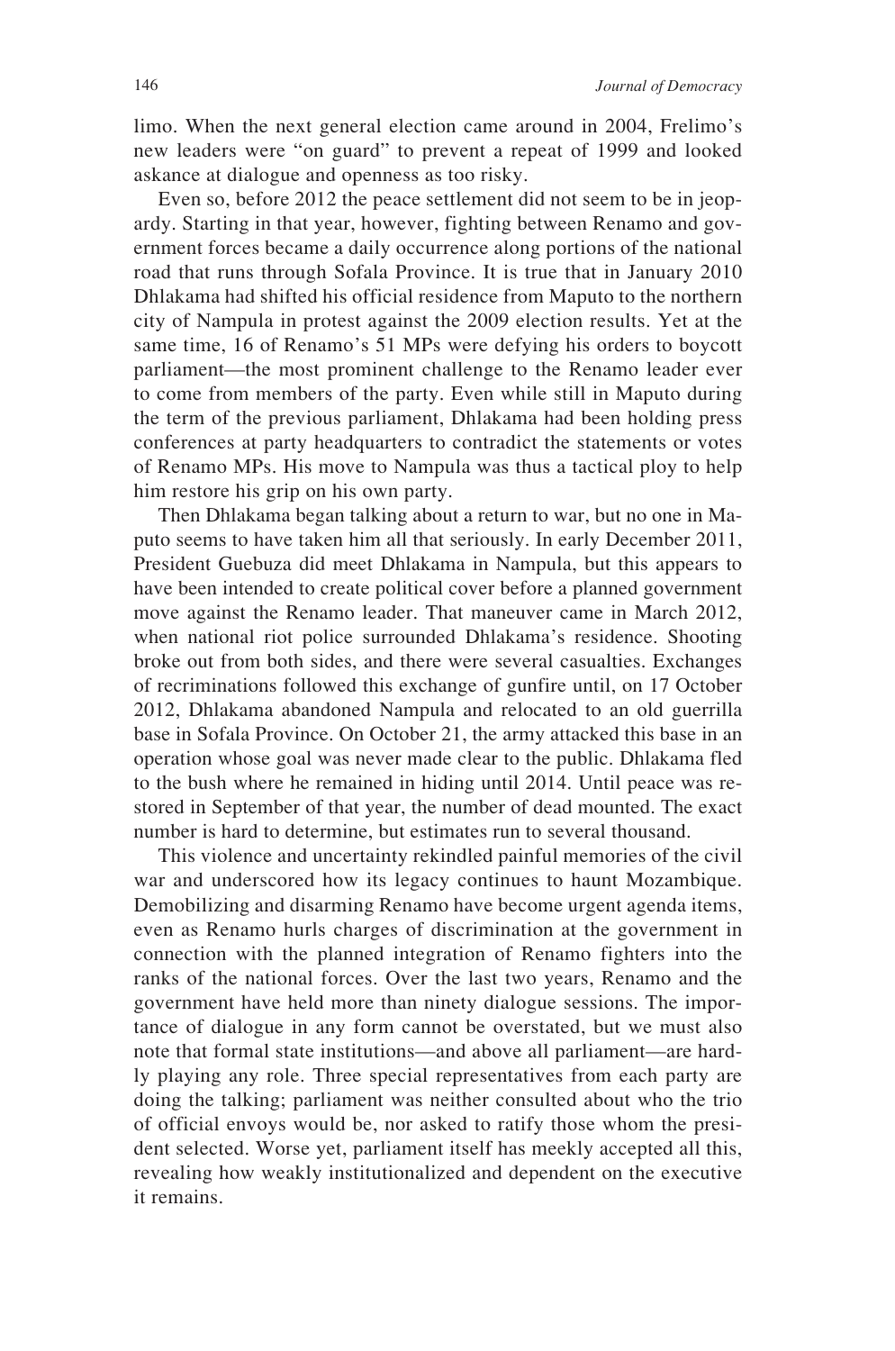limo. When the next general election came around in 2004, Frelimo's new leaders were "on guard" to prevent a repeat of 1999 and looked askance at dialogue and openness as too risky.

Even so, before 2012 the peace settlement did not seem to be in jeopardy. Starting in that year, however, fighting between Renamo and government forces became a daily occurrence along portions of the national road that runs through Sofala Province. It is true that in January 2010 Dhlakama had shifted his official residence from Maputo to the northern city of Nampula in protest against the 2009 election results. Yet at the same time, 16 of Renamo's 51 MPs were defying his orders to boycott parliament—the most prominent challenge to the Renamo leader ever to come from members of the party. Even while still in Maputo during the term of the previous parliament, Dhlakama had been holding press conferences at party headquarters to contradict the statements or votes of Renamo MPs. His move to Nampula was thus a tactical ploy to help him restore his grip on his own party.

Then Dhlakama began talking about a return to war, but no one in Maputo seems to have taken him all that seriously. In early December 2011, President Guebuza did meet Dhlakama in Nampula, but this appears to have been intended to create political cover before a planned government move against the Renamo leader. That maneuver came in March 2012, when national riot police surrounded Dhlakama's residence. Shooting broke out from both sides, and there were several casualties. Exchanges of recriminations followed this exchange of gunfire until, on 17 October 2012, Dhlakama abandoned Nampula and relocated to an old guerrilla base in Sofala Province. On October 21, the army attacked this base in an operation whose goal was never made clear to the public. Dhlakama fled to the bush where he remained in hiding until 2014. Until peace was restored in September of that year, the number of dead mounted. The exact number is hard to determine, but estimates run to several thousand.

This violence and uncertainty rekindled painful memories of the civil war and underscored how its legacy continues to haunt Mozambique. Demobilizing and disarming Renamo have become urgent agenda items, even as Renamo hurls charges of discrimination at the government in connection with the planned integration of Renamo fighters into the ranks of the national forces. Over the last two years, Renamo and the government have held more than ninety dialogue sessions. The importance of dialogue in any form cannot be overstated, but we must also note that formal state institutions—and above all parliament—are hardly playing any role. Three special representatives from each party are doing the talking; parliament was neither consulted about who the trio of official envoys would be, nor asked to ratify those whom the president selected. Worse yet, parliament itself has meekly accepted all this, revealing how weakly institutionalized and dependent on the executive it remains.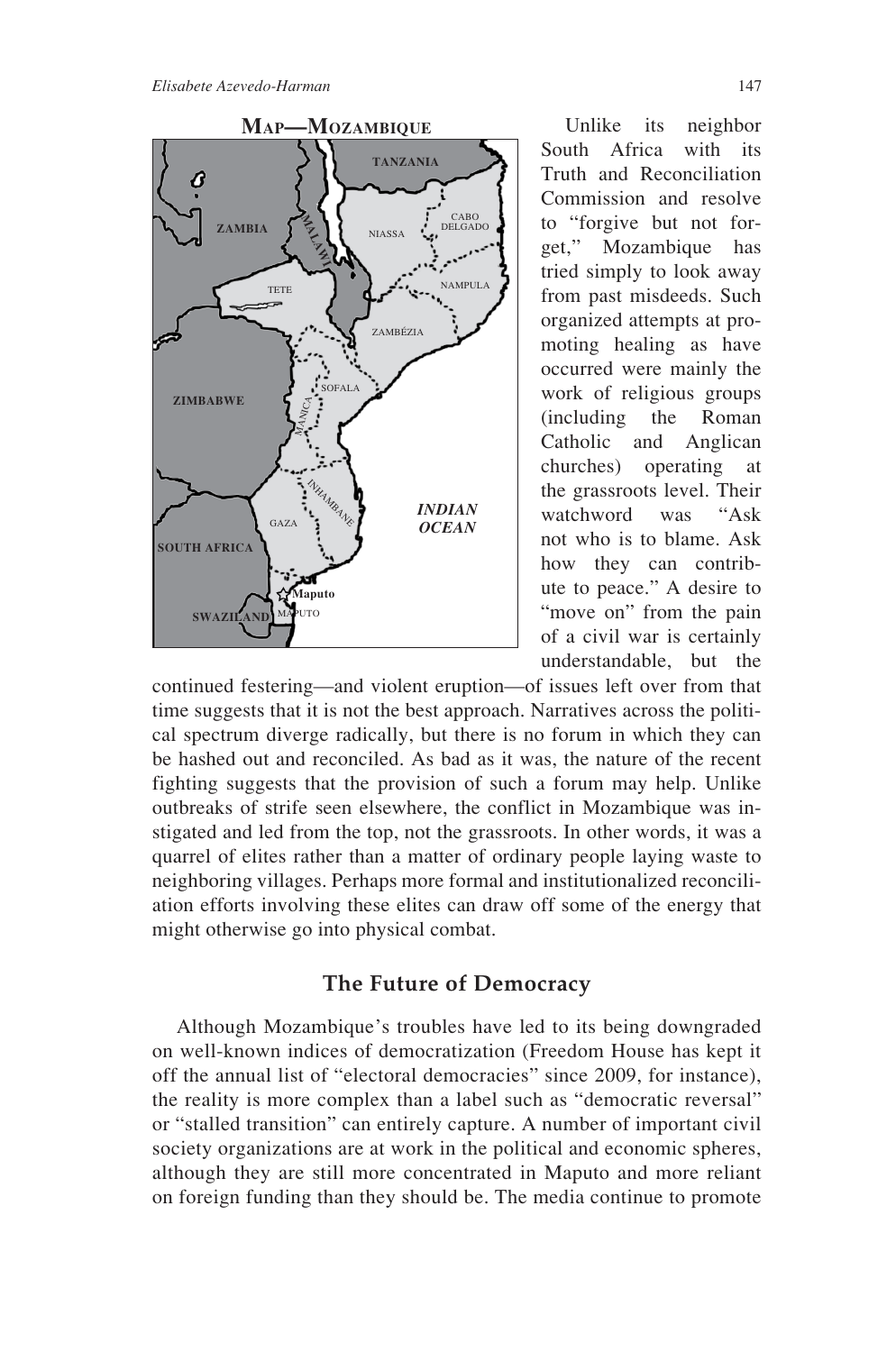**MAP—MOZAMBIQUE**

Unlike its neighbor South Africa with its Truth and Reconciliation Commission and resolve to "forgive but not forget," Mozambique has tried simply to look away from past misdeeds. Such organized attempts at promoting healing as have occurred were mainly the work of religious groups (including the Roman Catholic and Anglican churches) operating at the grassroots level. Their watchword was "Ask not who is to blame. Ask how they can contribute to peace." A desire to "move on" from the pain of a civil war is certainly understandable, but the continued festering—and violent eruption—of issues left over from that time suggests that it is not the best approach. Narratives across the political spectrum diverge radically, but there is no forum in which they can be hashed out and reconciled. As bad as it was, the nature of the recent fighting suggests that the provision of such a forum may help. Unlike outbreaks of strife seen elsewhere, the conflict in Mozambique was instigated and led from the top, not the grassroots. In other words, it was a quarrel of elites rather than a matter of ordinary people laying waste to neighboring villages. Perhaps more formal and institutionalized reconciliation efforts involving these elites can draw off some of the energy that might otherwise go into physical combat.

## The Future of Democracy

Although Mozambique's troubles have led to its being downgraded on well-known indices of democratization (Freedom House has kept it off the annual list of "electoral democracies" since 2009, for instance), the reality is more complex than a label such as "democratic reversal" or "stalled transition" can entirely capture. A number of important civil society organizations are at work in the political and economic spheres, although they are still more concentrated in Maputo and more reliant on foreign funding than they should be. The media continue to promote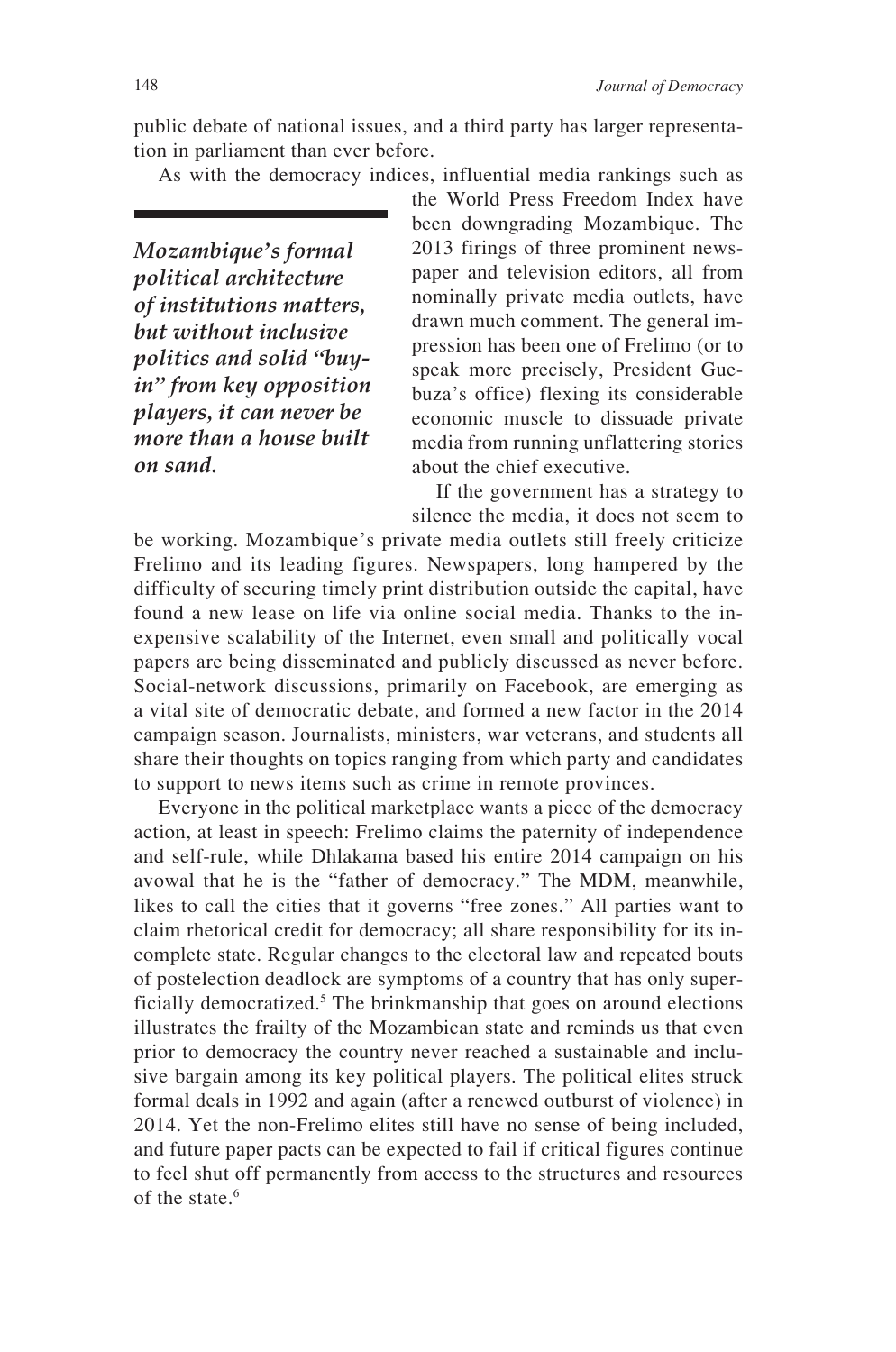public debate of national issues, and a third party has larger representation in parliament than ever before.

As with the democracy indices, influential media rankings such as the World Press Freedom Index have been downgrading Mozambique. The 2013 firings of three prominent newspaper and television editors, all from nominally private media outlets, have drawn much comment. The general impression has been one of Frelimo (or to speak more precisely, President Guebuza's office) flexing its considerable economic muscle to dissuade private media from running unflattering stories about the chief executive.

> ***Mozambique's formal political architecture of institutions matters, but without inclusive politics and solid "buy-in" from key opposition players, it can never be more than a house built on sand.***

If the government has a strategy to silence the media, it does not seem to be working. Mozambique's private media outlets still freely criticize Frelimo and its leading figures. Newspapers, long hampered by the difficulty of securing timely print distribution outside the capital, have found a new lease on life via online social media. Thanks to the inexpensive scalability of the Internet, even small and politically vocal papers are being disseminated and publicly discussed as never before. Social-network discussions, primarily on Facebook, are emerging as a vital site of democratic debate, and formed a new factor in the 2014 campaign season. Journalists, ministers, war veterans, and students all share their thoughts on topics ranging from which party and candidates to support to news items such as crime in remote provinces.

Everyone in the political marketplace wants a piece of the democracy action, at least in speech: Frelimo claims the paternity of independence and self-rule, while Dhlakama based his entire 2014 campaign on his avowal that he is the "father of democracy." The MDM, meanwhile, likes to call the cities that it governs "free zones." All parties want to claim rhetorical credit for democracy; all share responsibility for its incomplete state. Regular changes to the electoral law and repeated bouts of postelection deadlock are symptoms of a country that has only superficially democratized.[5] The brinkmanship that goes on around elections illustrates the frailty of the Mozambican state and reminds us that even prior to democracy the country never reached a sustainable and inclusive bargain among its key political players. The political elites struck formal deals in 1992 and again (after a renewed outburst of violence) in 2014. Yet the non-Frelimo elites still have no sense of being included, and future paper pacts can be expected to fail if critical figures continue to feel shut off permanently from access to the structures and resources of the state.[6]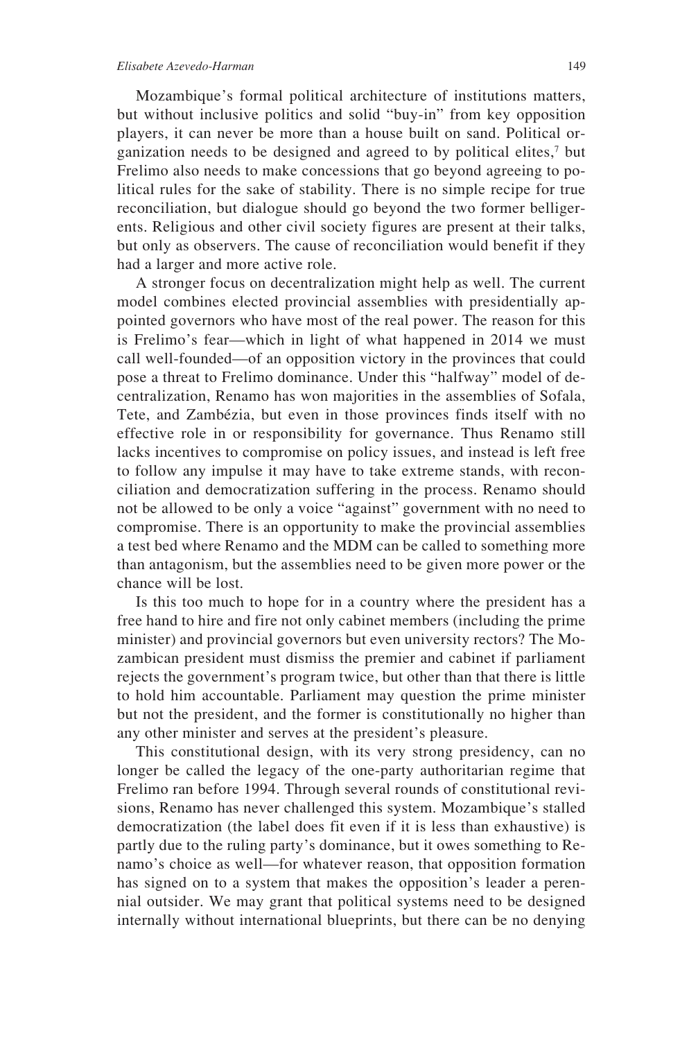Mozambique's formal political architecture of institutions matters, but without inclusive politics and solid "buy-in" from key opposition players, it can never be more than a house built on sand. Political organization needs to be designed and agreed to by political elites,[7] but Frelimo also needs to make concessions that go beyond agreeing to political rules for the sake of stability. There is no simple recipe for true reconciliation, but dialogue should go beyond the two former belligerents. Religious and other civil society figures are present at their talks, but only as observers. The cause of reconciliation would benefit if they had a larger and more active role.

A stronger focus on decentralization might help as well. The current model combines elected provincial assemblies with presidentially appointed governors who have most of the real power. The reason for this is Frelimo's fear—which in light of what happened in 2014 we must call well-founded—of an opposition victory in the provinces that could pose a threat to Frelimo dominance. Under this "halfway" model of decentralization, Renamo has won majorities in the assemblies of Sofala, Tete, and Zambézia, but even in those provinces finds itself with no effective role in or responsibility for governance. Thus Renamo still lacks incentives to compromise on policy issues, and instead is left free to follow any impulse it may have to take extreme stands, with reconciliation and democratization suffering in the process. Renamo should not be allowed to be only a voice "against" government with no need to compromise. There is an opportunity to make the provincial assemblies a test bed where Renamo and the MDM can be called to something more than antagonism, but the assemblies need to be given more power or the chance will be lost.

Is this too much to hope for in a country where the president has a free hand to hire and fire not only cabinet members (including the prime minister) and provincial governors but even university rectors? The Mozambican president must dismiss the premier and cabinet if parliament rejects the government's program twice, but other than that there is little to hold him accountable. Parliament may question the prime minister but not the president, and the former is constitutionally no higher than any other minister and serves at the president's pleasure.

This constitutional design, with its very strong presidency, can no longer be called the legacy of the one-party authoritarian regime that Frelimo ran before 1994. Through several rounds of constitutional revisions, Renamo has never challenged this system. Mozambique's stalled democratization (the label does fit even if it is less than exhaustive) is partly due to the ruling party's dominance, but it owes something to Renamo's choice as well—for whatever reason, that opposition formation has signed on to a system that makes the opposition's leader a perennial outsider. We may grant that political systems need to be designed internally without international blueprints, but there can be no denying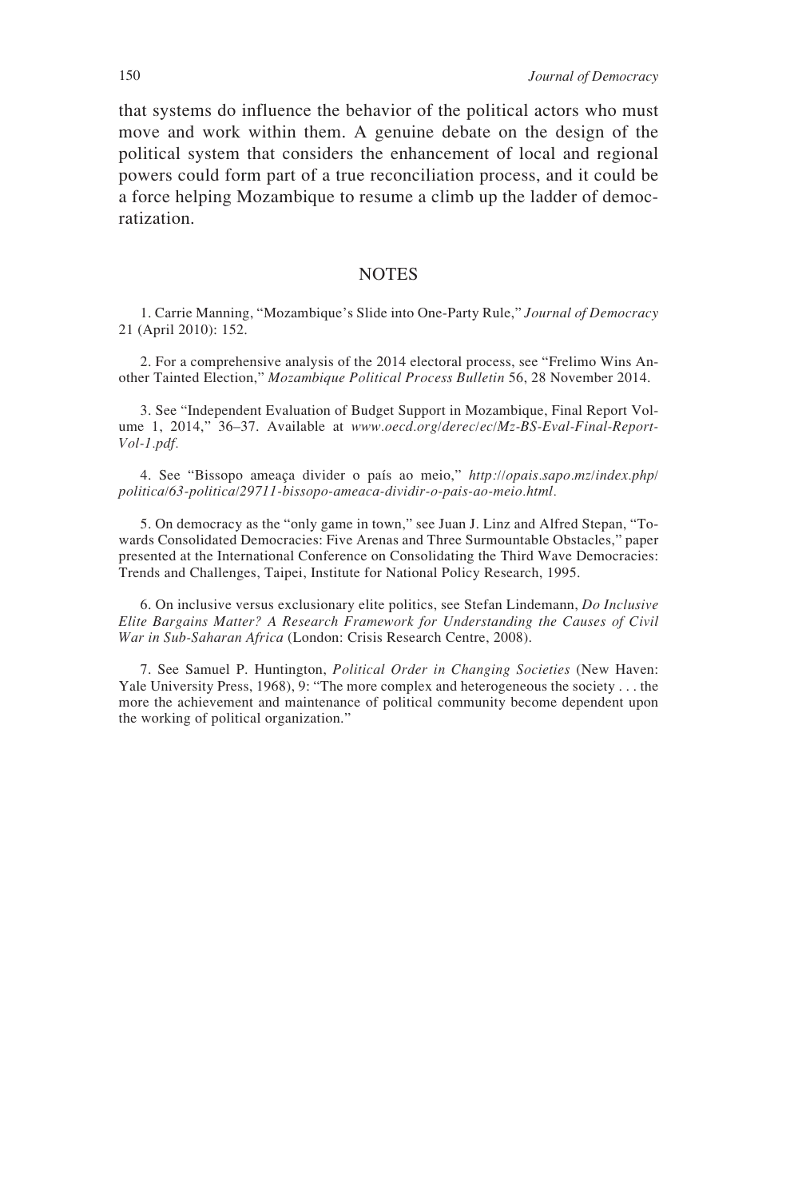that systems do influence the behavior of the political actors who must move and work within them. A genuine debate on the design of the political system that considers the enhancement of local and regional powers could form part of a true reconciliation process, and it could be a force helping Mozambique to resume a climb up the ladder of democratization.

## NOTES

1. Carrie Manning, "Mozambique's Slide into One-Party Rule," *Journal of Democracy* 21 (April 2010): 152.

2. For a comprehensive analysis of the 2014 electoral process, see "Frelimo Wins Another Tainted Election," *Mozambique Political Process Bulletin* 56, 28 November 2014.

3. See "Independent Evaluation of Budget Support in Mozambique, Final Report Volume 1, 2014," 36–37. Available at *www.oecd.org/derec/ec/Mz-BS-Eval-Final-Report-Vol-1.pdf.*

4. See "Bissopo ameaça divider o país ao meio," *http://opais.sapo.mz/index.php/politica/63-politica/29711-bissopo-ameaca-dividir-o-pais-ao-meio.html.*

5. On democracy as the "only game in town," see Juan J. Linz and Alfred Stepan, "Towards Consolidated Democracies: Five Arenas and Three Surmountable Obstacles," paper presented at the International Conference on Consolidating the Third Wave Democracies: Trends and Challenges, Taipei, Institute for National Policy Research, 1995.

6. On inclusive versus exclusionary elite politics, see Stefan Lindemann, *Do Inclusive Elite Bargains Matter? A Research Framework for Understanding the Causes of Civil War in Sub-Saharan Africa* (London: Crisis Research Centre, 2008).

7. See Samuel P. Huntington, *Political Order in Changing Societies* (New Haven: Yale University Press, 1968), 9: "The more complex and heterogeneous the society . . . the more the achievement and maintenance of political community become dependent upon the working of political organization."